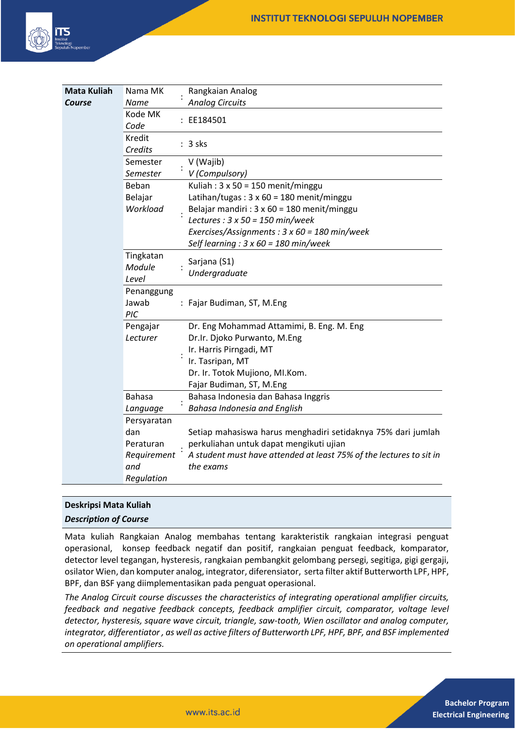| **Mata Kuliah** *Course* | Nama MK *Name* | : | Rangkaian Analog *Analog Circuits* |
|---|---|---|---|
| | Kode MK *Code* | : | EE184501 |
| | Kredit *Credits* | : | 3 sks |
| | Semester *Semester* | : | V (Wajib) *V (Compulsory)* |
| | Beban Belajar *Workload* | : | Kuliah : 3 x 50 = 150 menit/minggu<br>Latihan/tugas : 3 x 60 = 180 menit/minggu<br>Belajar mandiri : 3 x 60 = 180 menit/minggu<br>*Lectures : 3 x 50 = 150 min/week*<br>*Exercises/Assignments : 3 x 60 = 180 min/week*<br>*Self learning : 3 x 60 = 180 min/week* |
| | Tingkatan *Module Level* | : | Sarjana (S1) *Undergraduate* |
| | Penanggung Jawab *PIC* | : | Fajar Budiman, ST, M.Eng |
| | Pengajar *Lecturer* | : | Dr. Eng Mohammad Attamimi, B. Eng. M. Eng<br>Dr.Ir. Djoko Purwanto, M.Eng<br>Ir. Harris Pirngadi, MT<br>Ir. Tasripan, MT<br>Dr. Ir. Totok Mujiono, MI.Kom.<br>Fajar Budiman, ST, M.Eng |
| | Bahasa *Language* | : | Bahasa Indonesia dan Bahasa Inggris *Bahasa Indonesia and English* |
| | Persyaratan dan Peraturan *Requirement and Regulation* | : | Setiap mahasiswa harus menghadiri setidaknya 75% dari jumlah perkuliahan untuk dapat mengikuti ujian<br>*A student must have attended at least 75% of the lectures to sit in the exams* |

## Deskripsi Mata Kuliah
## *Description of Course*

Mata kuliah Rangkaian Analog membahas tentang karakteristik rangkaian integrasi penguat operasional, konsep feedback negatif dan positif, rangkaian penguat feedback, komparator, detector level tegangan, hysteresis, rangkaian pembangkit gelombang persegi, segitiga, gigi gergaji, osilator Wien, dan komputer analog, integrator, diferensiator, serta filter aktif Butterworth LPF, HPF, BPF, dan BSF yang diimplementasikan pada penguat operasional.

*The Analog Circuit course discusses the characteristics of integrating operational amplifier circuits, feedback and negative feedback concepts, feedback amplifier circuit, comparator, voltage level detector, hysteresis, square wave circuit, triangle, saw-tooth, Wien oscillator and analog computer, integrator, differentiator , as well as active filters of Butterworth LPF, HPF, BPF, and BSF implemented on operational amplifiers.*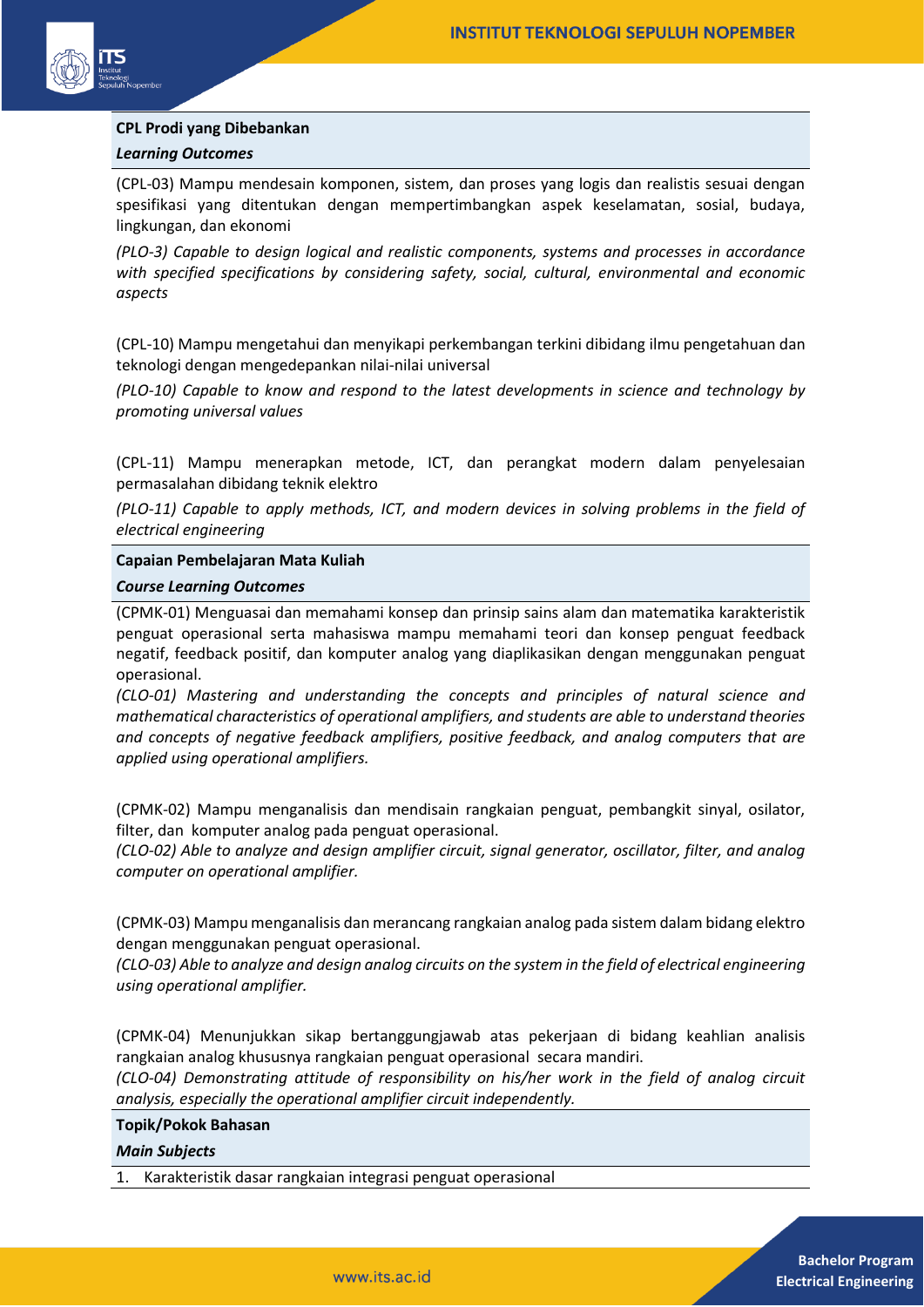**CPL Prodi yang Dibebankan**

***Learning Outcomes***

(CPL-03) Mampu mendesain komponen, sistem, dan proses yang logis dan realistis sesuai dengan spesifikasi yang ditentukan dengan mempertimbangkan aspek keselamatan, sosial, budaya, lingkungan, dan ekonomi

*(PLO-3) Capable to design logical and realistic components, systems and processes in accordance with specified specifications by considering safety, social, cultural, environmental and economic aspects*

(CPL-10) Mampu mengetahui dan menyikapi perkembangan terkini dibidang ilmu pengetahuan dan teknologi dengan mengedepankan nilai-nilai universal

*(PLO-10) Capable to know and respond to the latest developments in science and technology by promoting universal values*

(CPL-11) Mampu menerapkan metode, ICT, dan perangkat modern dalam penyelesaian permasalahan dibidang teknik elektro

*(PLO-11) Capable to apply methods, ICT, and modern devices in solving problems in the field of electrical engineering*

**Capaian Pembelajaran Mata Kuliah**

***Course Learning Outcomes***

(CPMK-01) Menguasai dan memahami konsep dan prinsip sains alam dan matematika karakteristik penguat operasional serta mahasiswa mampu memahami teori dan konsep penguat feedback negatif, feedback positif, dan komputer analog yang diaplikasikan dengan menggunakan penguat operasional.

*(CLO-01) Mastering and understanding the concepts and principles of natural science and mathematical characteristics of operational amplifiers, and students are able to understand theories and concepts of negative feedback amplifiers, positive feedback, and analog computers that are applied using operational amplifiers.*

(CPMK-02) Mampu menganalisis dan mendisain rangkaian penguat, pembangkit sinyal, osilator, filter, dan komputer analog pada penguat operasional.

*(CLO-02) Able to analyze and design amplifier circuit, signal generator, oscillator, filter, and analog computer on operational amplifier.*

(CPMK-03) Mampu menganalisis dan merancang rangkaian analog pada sistem dalam bidang elektro dengan menggunakan penguat operasional.

*(CLO-03) Able to analyze and design analog circuits on the system in the field of electrical engineering using operational amplifier.*

(CPMK-04) Menunjukkan sikap bertanggungjawab atas pekerjaan di bidang keahlian analisis rangkaian analog khususnya rangkaian penguat operasional secara mandiri.

*(CLO-04) Demonstrating attitude of responsibility on his/her work in the field of analog circuit analysis, especially the operational amplifier circuit independently.*

**Topik/Pokok Bahasan**

***Main Subjects***

1. Karakteristik dasar rangkaian integrasi penguat operasional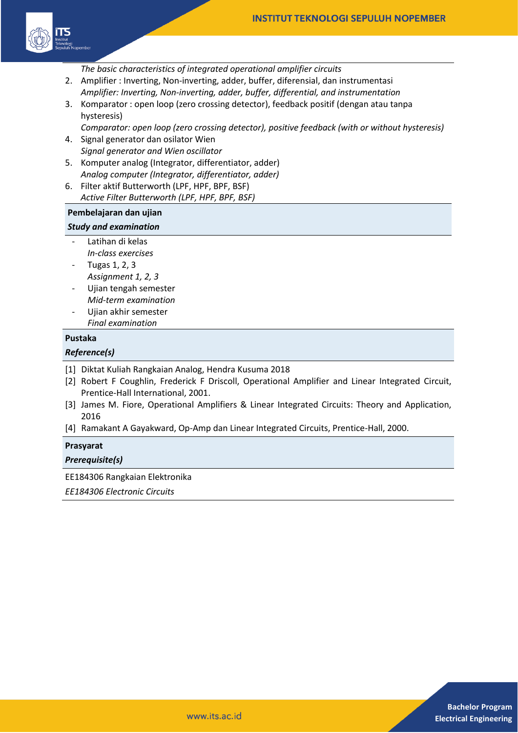*The basic characteristics of integrated operational amplifier circuits*

2. Amplifier : Inverting, Non-inverting, adder, buffer, diferensial, dan instrumentasi
   *Amplifier: Inverting, Non-inverting, adder, buffer, differential, and instrumentation*
3. Komparator : open loop (zero crossing detector), feedback positif (dengan atau tanpa hysteresis)
   *Comparator: open loop (zero crossing detector), positive feedback (with or without hysteresis)*
4. Signal generator dan osilator Wien
   *Signal generator and Wien oscillator*
5. Komputer analog (Integrator, differentiator, adder)
   *Analog computer (Integrator, differentiator, adder)*
6. Filter aktif Butterworth (LPF, HPF, BPF, BSF)
   *Active Filter Butterworth (LPF, HPF, BPF, BSF)*

**Pembelajaran dan ujian**

***Study and examination***

- Latihan di kelas
  *In-class exercises*
- Tugas 1, 2, 3
  *Assignment 1, 2, 3*
- Ujian tengah semester
  *Mid-term examination*
- Ujian akhir semester
  *Final examination*

**Pustaka**

***Reference(s)***

[1] Diktat Kuliah Rangkaian Analog, Hendra Kusuma 2018

[2] Robert F Coughlin, Frederick F Driscoll, Operational Amplifier and Linear Integrated Circuit, Prentice-Hall International, 2001.

[3] James M. Fiore, Operational Amplifiers & Linear Integrated Circuits: Theory and Application, 2016

[4] Ramakant A Gayakward, Op-Amp dan Linear Integrated Circuits, Prentice-Hall, 2000.

**Prasyarat**

***Prerequisite(s)***

EE184306 Rangkaian Elektronika

*EE184306 Electronic Circuits*